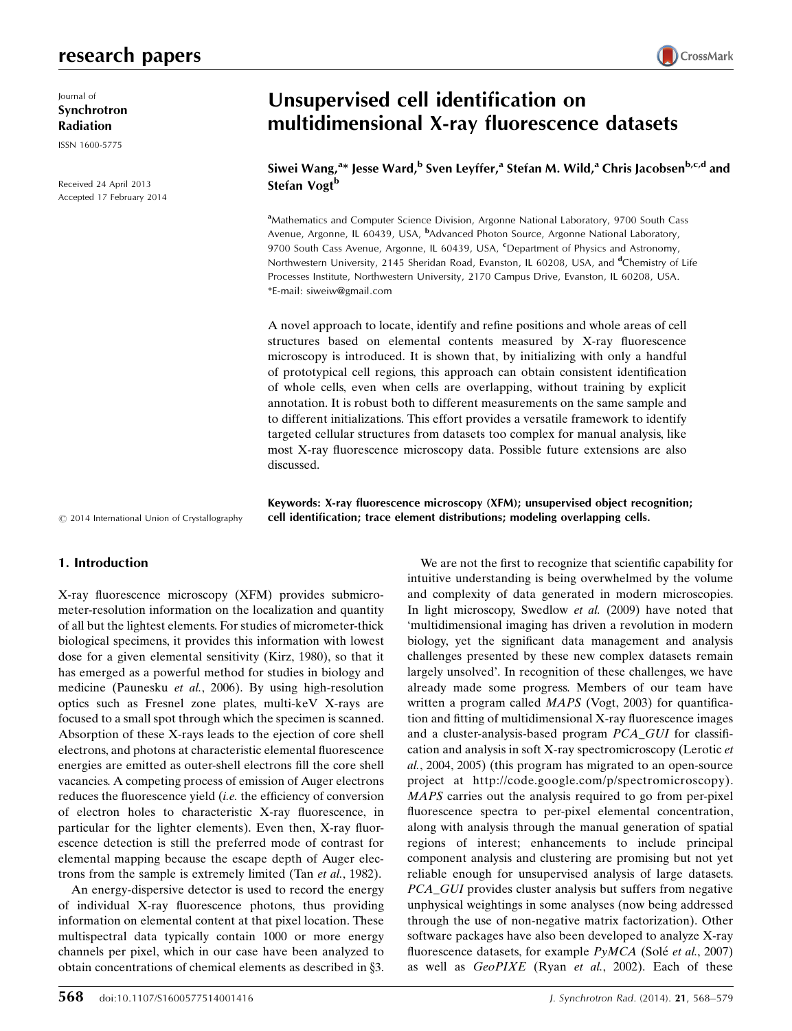Journal of
**Synchrotron Radiation**

ISSN 1600-5775

Received 24 April 2013
Accepted 17 February 2014

# Unsupervised cell identification on multidimensional X-ray fluorescence datasets

**Siwei Wang,[a]* Jesse Ward,[b] Sven Leyffer,[a] Stefan M. Wild,[a] Chris Jacobsen[b,c,d] and Stefan Vogt[b]**

[a]Mathematics and Computer Science Division, Argonne National Laboratory, 9700 South Cass Avenue, Argonne, IL 60439, USA, [b]Advanced Photon Source, Argonne National Laboratory, 9700 South Cass Avenue, Argonne, IL 60439, USA, [c]Department of Physics and Astronomy, Northwestern University, 2145 Sheridan Road, Evanston, IL 60208, USA, and [d]Chemistry of Life Processes Institute, Northwestern University, 2170 Campus Drive, Evanston, IL 60208, USA. *E-mail: siweiw@gmail.com

A novel approach to locate, identify and refine positions and whole areas of cell structures based on elemental contents measured by X-ray fluorescence microscopy is introduced. It is shown that, by initializing with only a handful of prototypical cell regions, this approach can obtain consistent identification of whole cells, even when cells are overlapping, without training by explicit annotation. It is robust both to different measurements on the same sample and to different initializations. This effort provides a versatile framework to identify targeted cellular structures from datasets too complex for manual analysis, like most X-ray fluorescence microscopy data. Possible future extensions are also discussed.

**Keywords: X-ray fluorescence microscopy (XFM); unsupervised object recognition; cell identification; trace element distributions; modeling overlapping cells.**

© 2014 International Union of Crystallography

## 1. Introduction

X-ray fluorescence microscopy (XFM) provides submicrometer-resolution information on the localization and quantity of all but the lightest elements. For studies of micrometer-thick biological specimens, it provides this information with lowest dose for a given elemental sensitivity (Kirz, 1980), so that it has emerged as a powerful method for studies in biology and medicine (Paunesku *et al.*, 2006). By using high-resolution optics such as Fresnel zone plates, multi-keV X-rays are focused to a small spot through which the specimen is scanned. Absorption of these X-rays leads to the ejection of core shell electrons, and photons at characteristic elemental fluorescence energies are emitted as outer-shell electrons fill the core shell vacancies. A competing process of emission of Auger electrons reduces the fluorescence yield (*i.e.* the efficiency of conversion of electron holes to characteristic X-ray fluorescence, in particular for the lighter elements). Even then, X-ray fluorescence detection is still the preferred mode of contrast for elemental mapping because the escape depth of Auger electrons from the sample is extremely limited (Tan *et al.*, 1982).

An energy-dispersive detector is used to record the energy of individual X-ray fluorescence photons, thus providing information on elemental content at that pixel location. These multispectral data typically contain 1000 or more energy channels per pixel, which in our case have been analyzed to obtain concentrations of chemical elements as described in §3.

We are not the first to recognize that scientific capability for intuitive understanding is being overwhelmed by the volume and complexity of data generated in modern microscopies. In light microscopy, Swedlow *et al.* (2009) have noted that 'multidimensional imaging has driven a revolution in modern biology, yet the significant data management and analysis challenges presented by these new complex datasets remain largely unsolved'. In recognition of these challenges, we have already made some progress. Members of our team have written a program called *MAPS* (Vogt, 2003) for quantification and fitting of multidimensional X-ray fluorescence images and a cluster-analysis-based program *PCA_GUI* for classification and analysis in soft X-ray spectromicroscopy (Lerotic *et al.*, 2004, 2005) (this program has migrated to an open-source project at http://code.google.com/p/spectromicroscopy). *MAPS* carries out the analysis required to go from per-pixel fluorescence spectra to per-pixel elemental concentration, along with analysis through the manual generation of spatial regions of interest; enhancements to include principal component analysis and clustering are promising but not yet reliable enough for unsupervised analysis of large datasets. *PCA_GUI* provides cluster analysis but suffers from negative unphysical weightings in some analyses (now being addressed through the use of non-negative matrix factorization). Other software packages have also been developed to analyze X-ray fluorescence datasets, for example *PyMCA* (Solé *et al.*, 2007) as well as *GeoPIXE* (Ryan *et al.*, 2002). Each of these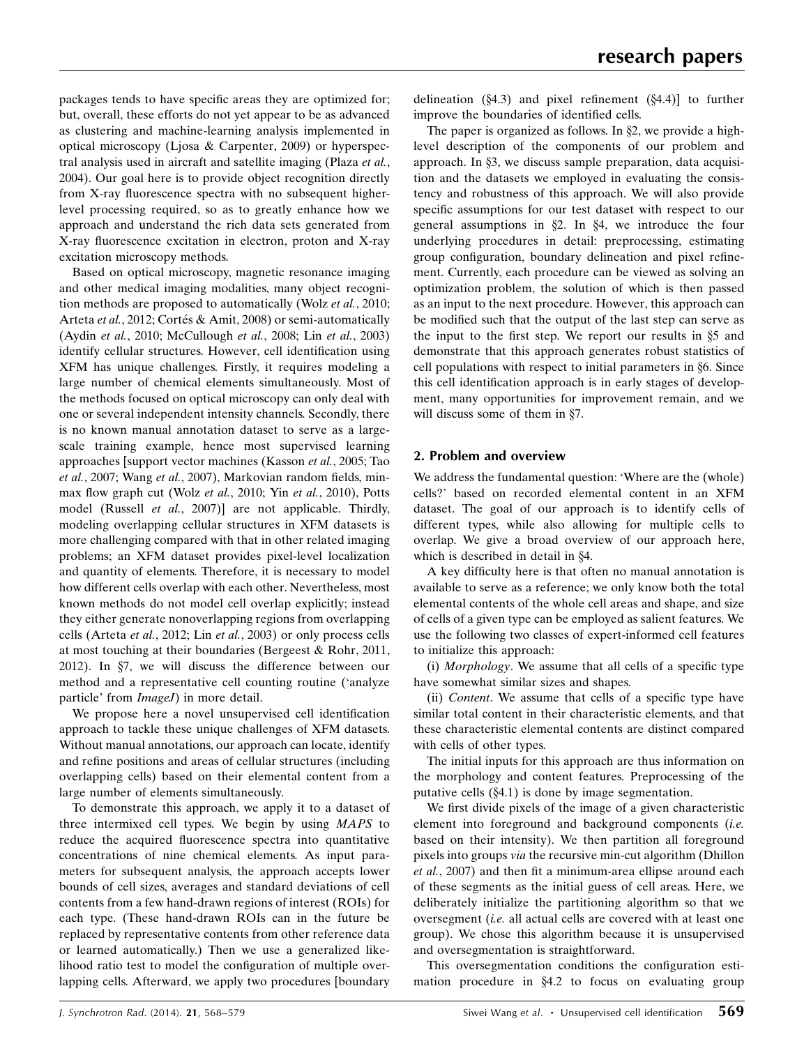packages tends to have specific areas they are optimized for; but, overall, these efforts do not yet appear to be as advanced as clustering and machine-learning analysis implemented in optical microscopy (Ljosa & Carpenter, 2009) or hyperspectral analysis used in aircraft and satellite imaging (Plaza *et al.*, 2004). Our goal here is to provide object recognition directly from X-ray fluorescence spectra with no subsequent higher-level processing required, so as to greatly enhance how we approach and understand the rich data sets generated from X-ray fluorescence excitation in electron, proton and X-ray excitation microscopy methods.

Based on optical microscopy, magnetic resonance imaging and other medical imaging modalities, many object recognition methods are proposed to automatically (Wolz *et al.*, 2010; Arteta *et al.*, 2012; Cortés & Amit, 2008) or semi-automatically (Aydin *et al.*, 2010; McCullough *et al.*, 2008; Lin *et al.*, 2003) identify cellular structures. However, cell identification using XFM has unique challenges. Firstly, it requires modeling a large number of chemical elements simultaneously. Most of the methods focused on optical microscopy can only deal with one or several independent intensity channels. Secondly, there is no known manual annotation dataset to serve as a large-scale training example, hence most supervised learning approaches [support vector machines (Kasson *et al.*, 2005; Tao *et al.*, 2007; Wang *et al.*, 2007), Markovian random fields, min-max flow graph cut (Wolz *et al.*, 2010; Yin *et al.*, 2010), Potts model (Russell *et al.*, 2007)] are not applicable. Thirdly, modeling overlapping cellular structures in XFM datasets is more challenging compared with that in other related imaging problems; an XFM dataset provides pixel-level localization and quantity of elements. Therefore, it is necessary to model how different cells overlap with each other. Nevertheless, most known methods do not model cell overlap explicitly; instead they either generate nonoverlapping regions from overlapping cells (Arteta *et al.*, 2012; Lin *et al.*, 2003) or only process cells at most touching at their boundaries (Bergeest & Rohr, 2011, 2012). In §7, we will discuss the difference between our method and a representative cell counting routine ('analyze particle' from *ImageJ*) in more detail.

We propose here a novel unsupervised cell identification approach to tackle these unique challenges of XFM datasets. Without manual annotations, our approach can locate, identify and refine positions and areas of cellular structures (including overlapping cells) based on their elemental content from a large number of elements simultaneously.

To demonstrate this approach, we apply it to a dataset of three intermixed cell types. We begin by using *MAPS* to reduce the acquired fluorescence spectra into quantitative concentrations of nine chemical elements. As input parameters for subsequent analysis, the approach accepts lower bounds of cell sizes, averages and standard deviations of cell contents from a few hand-drawn regions of interest (ROIs) for each type. (These hand-drawn ROIs can in the future be replaced by representative contents from other reference data or learned automatically.) Then we use a generalized likelihood ratio test to model the configuration of multiple overlapping cells. Afterward, we apply two procedures [boundary delineation (§4.3) and pixel refinement (§4.4)] to further improve the boundaries of identified cells.

The paper is organized as follows. In §2, we provide a high-level description of the components of our problem and approach. In §3, we discuss sample preparation, data acquisition and the datasets we employed in evaluating the consistency and robustness of this approach. We will also provide specific assumptions for our test dataset with respect to our general assumptions in §2. In §4, we introduce the four underlying procedures in detail: preprocessing, estimating group configuration, boundary delineation and pixel refinement. Currently, each procedure can be viewed as solving an optimization problem, the solution of which is then passed as an input to the next procedure. However, this approach can be modified such that the output of the last step can serve as the input to the first step. We report our results in §5 and demonstrate that this approach generates robust statistics of cell populations with respect to initial parameters in §6. Since this cell identification approach is in early stages of development, many opportunities for improvement remain, and we will discuss some of them in §7.

## 2. Problem and overview

We address the fundamental question: 'Where are the (whole) cells?' based on recorded elemental content in an XFM dataset. The goal of our approach is to identify cells of different types, while also allowing for multiple cells to overlap. We give a broad overview of our approach here, which is described in detail in §4.

A key difficulty here is that often no manual annotation is available to serve as a reference; we only know both the total elemental contents of the whole cell areas and shape, and size of cells of a given type can be employed as salient features. We use the following two classes of expert-informed cell features to initialize this approach:

(i) *Morphology*. We assume that all cells of a specific type have somewhat similar sizes and shapes.

(ii) *Content*. We assume that cells of a specific type have similar total content in their characteristic elements, and that these characteristic elemental contents are distinct compared with cells of other types.

The initial inputs for this approach are thus information on the morphology and content features. Preprocessing of the putative cells (§4.1) is done by image segmentation.

We first divide pixels of the image of a given characteristic element into foreground and background components (*i.e.* based on their intensity). We then partition all foreground pixels into groups *via* the recursive min-cut algorithm (Dhillon *et al.*, 2007) and then fit a minimum-area ellipse around each of these segments as the initial guess of cell areas. Here, we deliberately initialize the partitioning algorithm so that we oversegment (*i.e.* all actual cells are covered with at least one group). We chose this algorithm because it is unsupervised and oversegmentation is straightforward.

This oversegmentation conditions the configuration estimation procedure in §4.2 to focus on evaluating group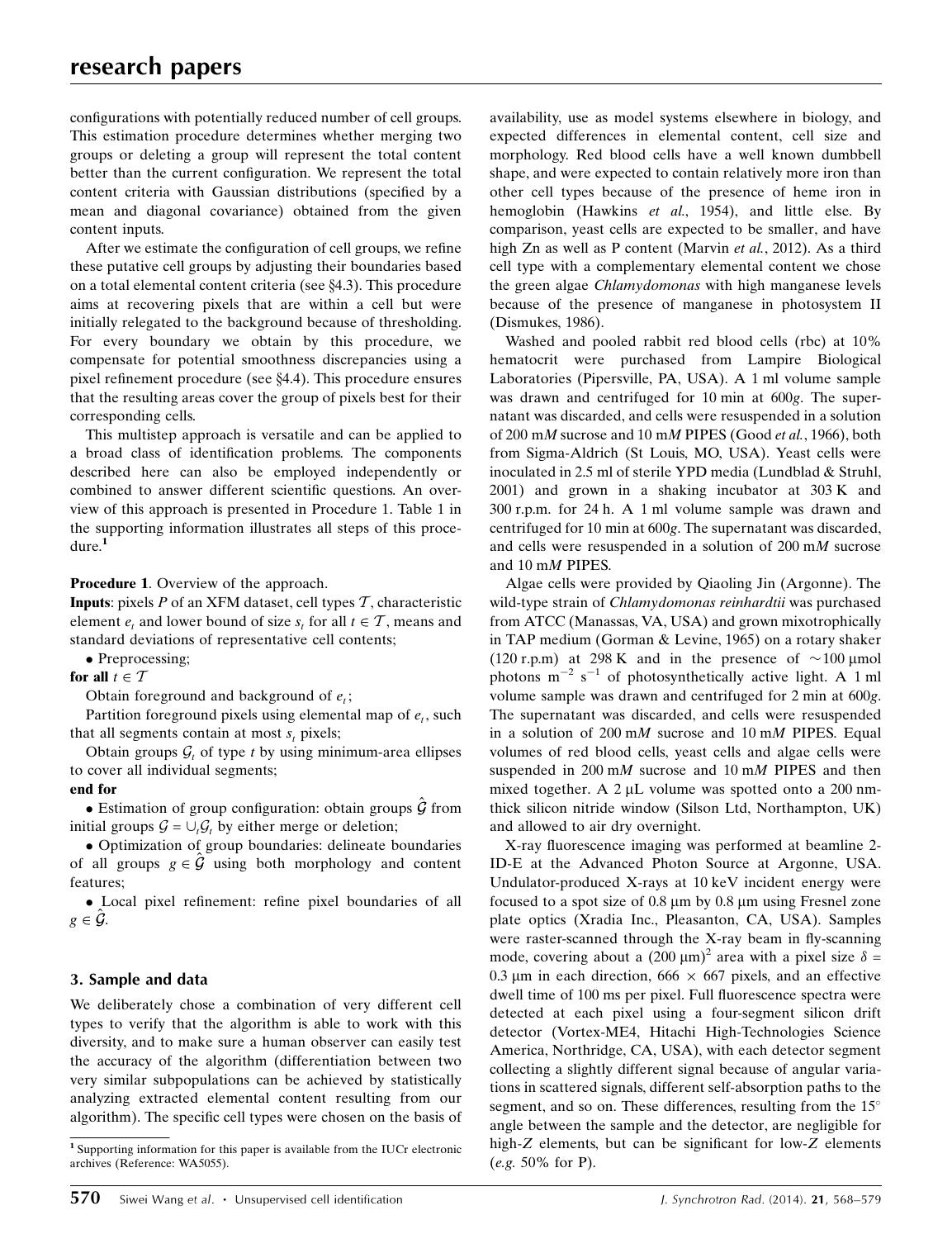configurations with potentially reduced number of cell groups. This estimation procedure determines whether merging two groups or deleting a group will represent the total content better than the current configuration. We represent the total content criteria with Gaussian distributions (specified by a mean and diagonal covariance) obtained from the given content inputs.

After we estimate the configuration of cell groups, we refine these putative cell groups by adjusting their boundaries based on a total elemental content criteria (see §4.3). This procedure aims at recovering pixels that are within a cell but were initially relegated to the background because of thresholding. For every boundary we obtain by this procedure, we compensate for potential smoothness discrepancies using a pixel refinement procedure (see §4.4). This procedure ensures that the resulting areas cover the group of pixels best for their corresponding cells.

This multistep approach is versatile and can be applied to a broad class of identification problems. The components described here can also be employed independently or combined to answer different scientific questions. An overview of this approach is presented in Procedure 1. Table 1 in the supporting information illustrates all steps of this procedure.[1]

**Procedure 1**. Overview of the approach.

**Inputs**: pixels $P$ of an XFM dataset, cell types $\mathcal{T}$, characteristic element $e_t$ and lower bound of size $s_t$ for all $t \in \mathcal{T}$, means and standard deviations of representative cell contents;

- Preprocessing;

**for all** $t \in \mathcal{T}$

Obtain foreground and background of $e_t$;

Partition foreground pixels using elemental map of $e_t$, such that all segments contain at most $s_t$ pixels;

Obtain groups $\mathcal{G}_t$ of type $t$ by using minimum-area ellipses to cover all individual segments;

**end for**

- Estimation of group configuration: obtain groups $\hat{\mathcal{G}}$ from initial groups $\mathcal{G} = \cup_t \mathcal{G}_t$ by either merge or deletion;
- Optimization of group boundaries: delineate boundaries of all groups $g \in \hat{\mathcal{G}}$ using both morphology and content features;
- Local pixel refinement: refine pixel boundaries of all $g \in \hat{\mathcal{G}}$.

## 3. Sample and data

We deliberately chose a combination of very different cell types to verify that the algorithm is able to work with this diversity, and to make sure a human observer can easily test the accuracy of the algorithm (differentiation between two very similar subpopulations can be achieved by statistically analyzing extracted elemental content resulting from our algorithm). The specific cell types were chosen on the basis of availability, use as model systems elsewhere in biology, and expected differences in elemental content, cell size and morphology. Red blood cells have a well known dumbbell shape, and were expected to contain relatively more iron than other cell types because of the presence of heme iron in hemoglobin (Hawkins *et al.*, 1954), and little else. By comparison, yeast cells are expected to be smaller, and have high Zn as well as P content (Marvin *et al.*, 2012). As a third cell type with a complementary elemental content we chose the green algae *Chlamydomonas* with high manganese levels because of the presence of manganese in photosystem II (Dismukes, 1986).

Washed and pooled rabbit red blood cells (rbc) at 10% hematocrit were purchased from Lampire Biological Laboratories (Pipersville, PA, USA). A 1 ml volume sample was drawn and centrifuged for 10 min at 600*g*. The supernatant was discarded, and cells were resuspended in a solution of 200 m*M* sucrose and 10 m*M* PIPES (Good *et al.*, 1966), both from Sigma-Aldrich (St Louis, MO, USA). Yeast cells were inoculated in 2.5 ml of sterile YPD media (Lundblad & Struhl, 2001) and grown in a shaking incubator at 303 K and 300 r.p.m. for 24 h. A 1 ml volume sample was drawn and centrifuged for 10 min at 600*g*. The supernatant was discarded, and cells were resuspended in a solution of 200 m*M* sucrose and 10 m*M* PIPES.

Algae cells were provided by Qiaoling Jin (Argonne). The wild-type strain of *Chlamydomonas reinhardtii* was purchased from ATCC (Manassas, VA, USA) and grown mixotrophically in TAP medium (Gorman & Levine, 1965) on a rotary shaker (120 r.p.m) at 298 K and in the presence of $\sim$100 µmol photons m$^{-2}$ s$^{-1}$ of photosynthetically active light. A 1 ml volume sample was drawn and centrifuged for 2 min at 600*g*. The supernatant was discarded, and cells were resuspended in a solution of 200 m*M* sucrose and 10 m*M* PIPES. Equal volumes of red blood cells, yeast cells and algae cells were suspended in 200 m*M* sucrose and 10 m*M* PIPES and then mixed together. A 2 µL volume was spotted onto a 200 nm-thick silicon nitride window (Silson Ltd, Northampton, UK) and allowed to air dry overnight.

X-ray fluorescence imaging was performed at beamline 2-ID-E at the Advanced Photon Source at Argonne, USA. Undulator-produced X-rays at 10 keV incident energy were focused to a spot size of 0.8 µm by 0.8 µm using Fresnel zone plate optics (Xradia Inc., Pleasanton, CA, USA). Samples were raster-scanned through the X-ray beam in fly-scanning mode, covering about a (200 µm)$^2$ area with a pixel size $\delta$ = 0.3 µm in each direction, 666 $\times$ 667 pixels, and an effective dwell time of 100 ms per pixel. Full fluorescence spectra were detected at each pixel using a four-segment silicon drift detector (Vortex-ME4, Hitachi High-Technologies Science America, Northridge, CA, USA), with each detector segment collecting a slightly different signal because of angular variations in scattered signals, different self-absorption paths to the segment, and so on. These differences, resulting from the 15° angle between the sample and the detector, are negligible for high-$Z$ elements, but can be significant for low-$Z$ elements (*e.g.* 50% for P).

[1] Supporting information for this paper is available from the IUCr electronic archives (Reference: WA5055).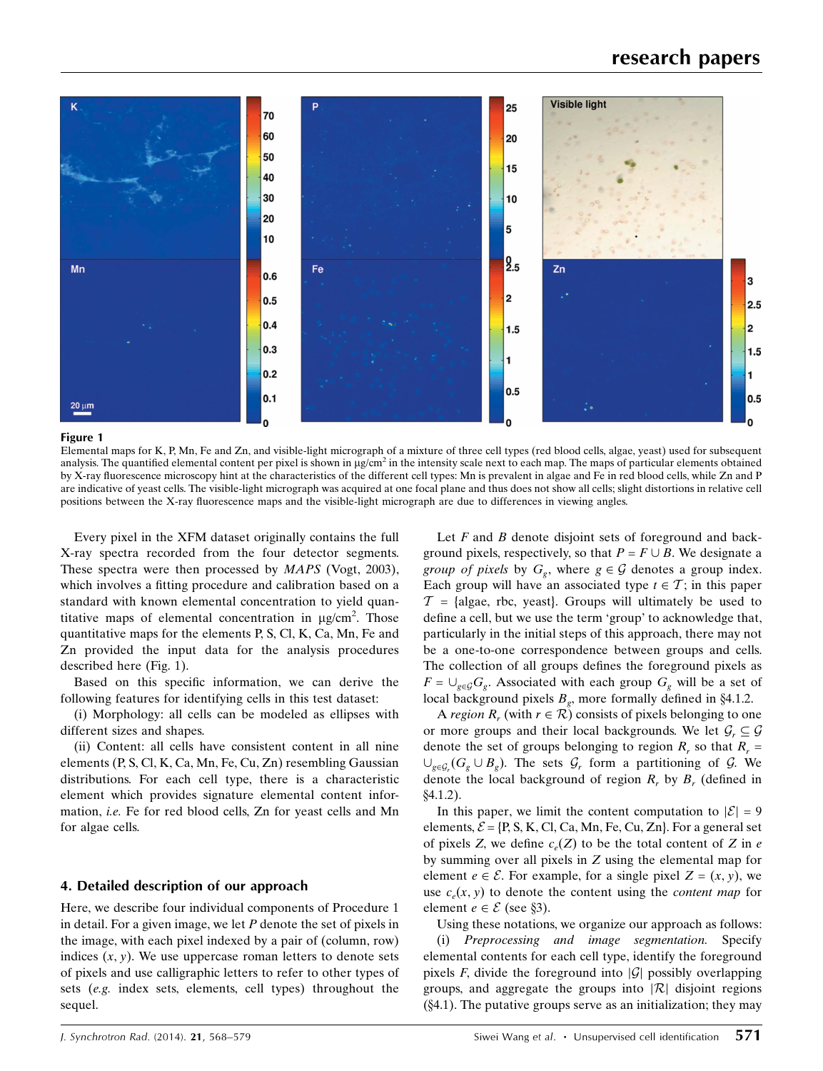**Figure 1**

Elemental maps for K, P, Mn, Fe and Zn, and visible-light micrograph of a mixture of three cell types (red blood cells, algae, yeast) used for subsequent analysis. The quantified elemental content per pixel is shown in μg/cm$^2$ in the intensity scale next to each map. The maps of particular elements obtained by X-ray fluorescence microscopy hint at the characteristics of the different cell types: Mn is prevalent in algae and Fe in red blood cells, while Zn and P are indicative of yeast cells. The visible-light micrograph was acquired at one focal plane and thus does not show all cells; slight distortions in relative cell positions between the X-ray fluorescence maps and the visible-light micrograph are due to differences in viewing angles.

Every pixel in the XFM dataset originally contains the full X-ray spectra recorded from the four detector segments. These spectra were then processed by *MAPS* (Vogt, 2003), which involves a fitting procedure and calibration based on a standard with known elemental concentration to yield quantitative maps of elemental concentration in μg/cm$^2$. Those quantitative maps for the elements P, S, Cl, K, Ca, Mn, Fe and Zn provided the input data for the analysis procedures described here (Fig. 1).

Based on this specific information, we can derive the following features for identifying cells in this test dataset:

(i) Morphology: all cells can be modeled as ellipses with different sizes and shapes.

(ii) Content: all cells have consistent content in all nine elements (P, S, Cl, K, Ca, Mn, Fe, Cu, Zn) resembling Gaussian distributions. For each cell type, there is a characteristic element which provides signature elemental content information, *i.e.* Fe for red blood cells, Zn for yeast cells and Mn for algae cells.

## 4. Detailed description of our approach

Here, we describe four individual components of Procedure 1 in detail. For a given image, we let $P$ denote the set of pixels in the image, with each pixel indexed by a pair of (column, row) indices $(x, y)$. We use uppercase roman letters to denote sets of pixels and use calligraphic letters to refer to other types of sets (*e.g.* index sets, elements, cell types) throughout the sequel.

Let $F$ and $B$ denote disjoint sets of foreground and background pixels, respectively, so that $P = F \cup B$. We designate a *group of pixels* by $G_g$, where $g \in \mathcal{G}$ denotes a group index. Each group will have an associated type $t \in \mathcal{T}$; in this paper $\mathcal{T}$ = {algae, rbc, yeast}. Groups will ultimately be used to define a cell, but we use the term 'group' to acknowledge that, particularly in the initial steps of this approach, there may not be a one-to-one correspondence between groups and cells. The collection of all groups defines the foreground pixels as $F = \cup_{g \in \mathcal{G}} G_g$. Associated with each group $G_g$ will be a set of local background pixels $B_g$, more formally defined in §4.1.2.

A *region* $R_r$ (with $r \in \mathcal{R}$) consists of pixels belonging to one or more groups and their local backgrounds. We let $\mathcal{G}_r \subseteq \mathcal{G}$ denote the set of groups belonging to region $R_r$ so that $R_r = \cup_{g \in \mathcal{G}_r}(G_g \cup B_g)$. The sets $\mathcal{G}_r$ form a partitioning of $\mathcal{G}$. We denote the local background of region $R_r$ by $B_r$ (defined in §4.1.2).

In this paper, we limit the content computation to $|\mathcal{E}| = 9$ elements, $\mathcal{E}$ = {P, S, K, Cl, Ca, Mn, Fe, Cu, Zn}. For a general set of pixels $Z$, we define $c_e(Z)$ to be the total content of $Z$ in $e$ by summing over all pixels in $Z$ using the elemental map for element $e \in \mathcal{E}$. For example, for a single pixel $Z = (x, y)$, we use $c_e(x, y)$ to denote the content using the *content map* for element $e \in \mathcal{E}$ (see §3).

Using these notations, we organize our approach as follows:

(i) *Preprocessing and image segmentation.* Specify elemental contents for each cell type, identify the foreground pixels $F$, divide the foreground into $|\mathcal{G}|$ possibly overlapping groups, and aggregate the groups into $|\mathcal{R}|$ disjoint regions (§4.1). The putative groups serve as an initialization; they may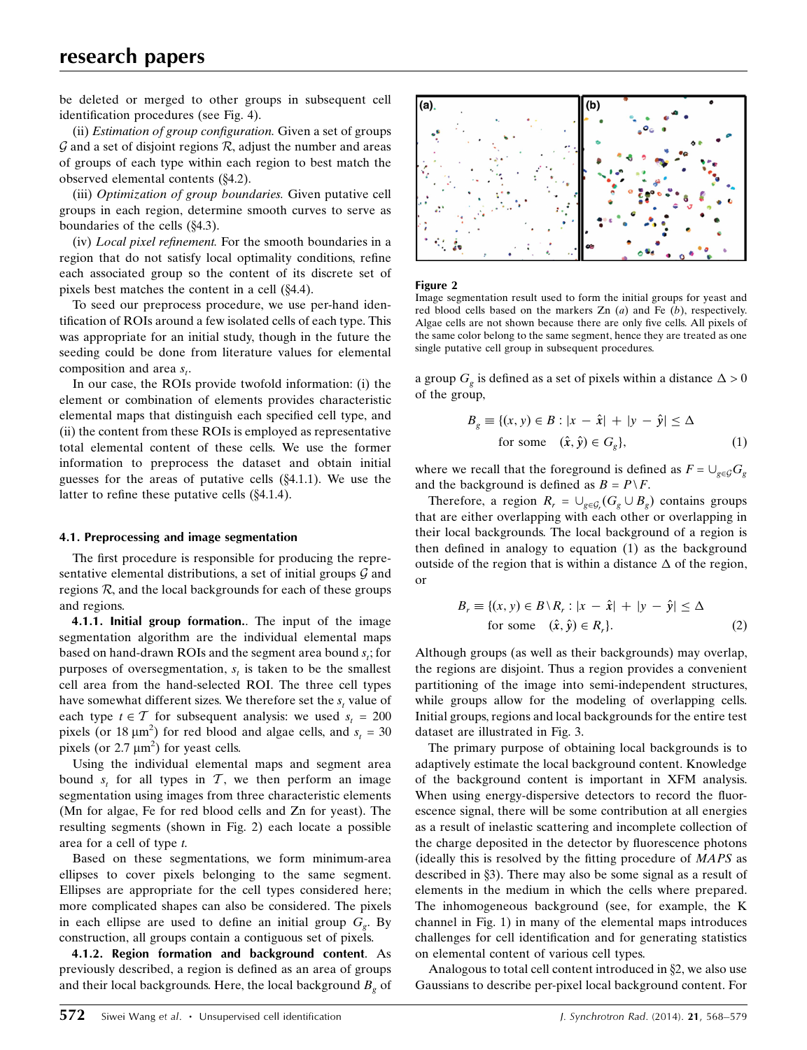be deleted or merged to other groups in subsequent cell identification procedures (see Fig. 4).

(ii) *Estimation of group configuration.* Given a set of groups $\mathcal{G}$ and a set of disjoint regions $\mathcal{R}$, adjust the number and areas of groups of each type within each region to best match the observed elemental contents (§4.2).

(iii) *Optimization of group boundaries.* Given putative cell groups in each region, determine smooth curves to serve as boundaries of the cells (§4.3).

(iv) *Local pixel refinement.* For the smooth boundaries in a region that do not satisfy local optimality conditions, refine each associated group so the content of its discrete set of pixels best matches the content in a cell (§4.4).

To seed our preprocess procedure, we use per-hand identification of ROIs around a few isolated cells of each type. This was appropriate for an initial study, though in the future the seeding could be done from literature values for elemental composition and area $s_t$.

In our case, the ROIs provide twofold information: (i) the element or combination of elements provides characteristic elemental maps that distinguish each specified cell type, and (ii) the content from these ROIs is employed as representative total elemental content of these cells. We use the former information to preprocess the dataset and obtain initial guesses for the areas of putative cells (§4.1.1). We use the latter to refine these putative cells (§4.1.4).

### 4.1. Preprocessing and image segmentation

The first procedure is responsible for producing the representative elemental distributions, a set of initial groups $\mathcal{G}$ and regions $\mathcal{R}$, and the local backgrounds for each of these groups and regions.

**4.1.1. Initial group formation.**. The input of the image segmentation algorithm are the individual elemental maps based on hand-drawn ROIs and the segment area bound $s_t$; for purposes of oversegmentation, $s_t$ is taken to be the smallest cell area from the hand-selected ROI. The three cell types have somewhat different sizes. We therefore set the $s_t$ value of each type $t \in \mathcal{T}$ for subsequent analysis: we used $s_t$ = 200 pixels (or 18 $\mu m^2$) for red blood and algae cells, and $s_t$ = 30 pixels (or 2.7 $\mu m^2$) for yeast cells.

Using the individual elemental maps and segment area bound $s_t$ for all types in $\mathcal{T}$, we then perform an image segmentation using images from three characteristic elements (Mn for algae, Fe for red blood cells and Zn for yeast). The resulting segments (shown in Fig. 2) each locate a possible area for a cell of type $t$.

Based on these segmentations, we form minimum-area ellipses to cover pixels belonging to the same segment. Ellipses are appropriate for the cell types considered here; more complicated shapes can also be considered. The pixels in each ellipse are used to define an initial group $G_g$. By construction, all groups contain a contiguous set of pixels.

**4.1.2. Region formation and background content**. As previously described, a region is defined as an area of groups and their local backgrounds. Here, the local background $B_g$ of

**Figure 2**
Image segmentation result used to form the initial groups for yeast and red blood cells based on the markers Zn (*a*) and Fe (*b*), respectively. Algae cells are not shown because there are only five cells. All pixels of the same color belong to the same segment, hence they are treated as one single putative cell group in subsequent procedures.

a group $G_g$ is defined as a set of pixels within a distance $\Delta > 0$ of the group,

$$B_g \equiv \{(x, y) \in B : |x - \hat{x}| + |y - \hat{y}| \leq \Delta \quad \text{for some} \quad (\hat{x}, \hat{y}) \in G_g\}, \tag{1}$$

where we recall that the foreground is defined as $F = \cup_{g \in \mathcal{G}} G_g$ and the background is defined as $B = P \backslash F$.

Therefore, a region $R_r = \cup_{g \in \mathcal{G}_r} (G_g \cup B_g)$ contains groups that are either overlapping with each other or overlapping in their local backgrounds. The local background of a region is then defined in analogy to equation (1) as the background outside of the region that is within a distance $\Delta$ of the region, or

$$B_r \equiv \{(x, y) \in B \backslash R_r : |x - \hat{x}| + |y - \hat{y}| \leq \Delta \quad \text{for some} \quad (\hat{x}, \hat{y}) \in R_r\}. \tag{2}$$

Although groups (as well as their backgrounds) may overlap, the regions are disjoint. Thus a region provides a convenient partitioning of the image into semi-independent structures, while groups allow for the modeling of overlapping cells. Initial groups, regions and local backgrounds for the entire test dataset are illustrated in Fig. 3.

The primary purpose of obtaining local backgrounds is to adaptively estimate the local background content. Knowledge of the background content is important in XFM analysis. When using energy-dispersive detectors to record the fluorescence signal, there will be some contribution at all energies as a result of inelastic scattering and incomplete collection of the charge deposited in the detector by fluorescence photons (ideally this is resolved by the fitting procedure of *MAPS* as described in §3). There may also be some signal as a result of elements in the medium in which the cells where prepared. The inhomogeneous background (see, for example, the K channel in Fig. 1) in many of the elemental maps introduces challenges for cell identification and for generating statistics on elemental content of various cell types.

Analogous to total cell content introduced in §2, we also use Gaussians to describe per-pixel local background content. For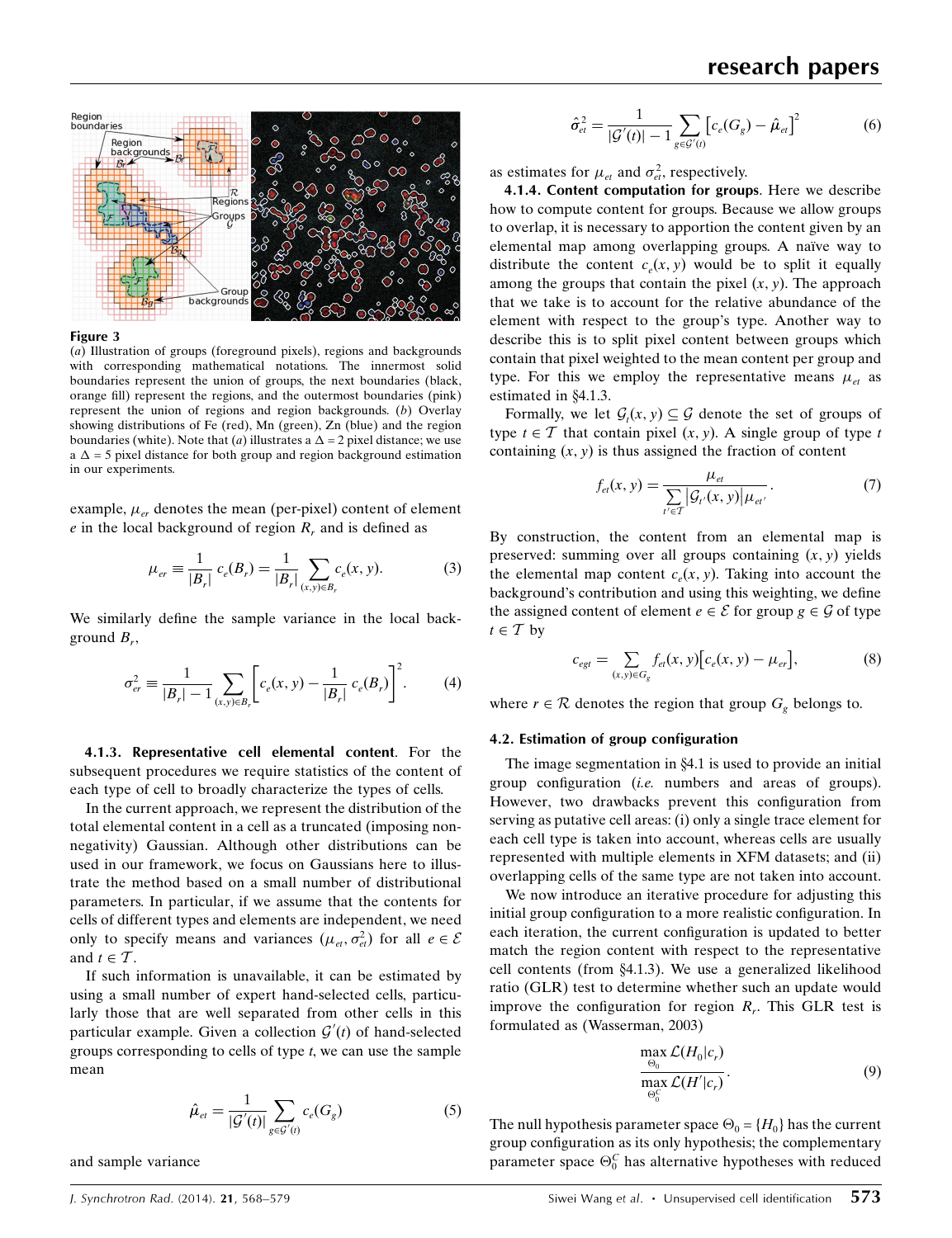**Figure 3**

(a) Illustration of groups (foreground pixels), regions and backgrounds with corresponding mathematical notations. The innermost solid boundaries represent the union of groups, the next boundaries (black, orange fill) represent the regions, and the outermost boundaries (pink) represent the union of regions and region backgrounds. (b) Overlay showing distributions of Fe (red), Mn (green), Zn (blue) and the region boundaries (white). Note that (a) illustrates a $\Delta = 2$ pixel distance; we use a $\Delta = 5$ pixel distance for both group and region background estimation in our experiments.

example, $\mu_{er}$ denotes the mean (per-pixel) content of element $e$ in the local background of region $R_r$ and is defined as

$$\mu_{er} \equiv \frac{1}{|B_r|}\, c_e(B_r) = \frac{1}{|B_r|} \sum_{(x,y)\in B_r} c_e(x,y). \tag{3}$$

We similarly define the sample variance in the local background $B_r$,

$$\sigma^2_{er} \equiv \frac{1}{|B_r|-1} \sum_{(x,y)\in B_r} \left[ c_e(x,y) - \frac{1}{|B_r|}\, c_e(B_r) \right]^2. \tag{4}$$

**4.1.3. Representative cell elemental content**. For the subsequent procedures we require statistics of the content of each type of cell to broadly characterize the types of cells.

In the current approach, we represent the distribution of the total elemental content in a cell as a truncated (imposing non-negativity) Gaussian. Although other distributions can be used in our framework, we focus on Gaussians here to illustrate the method based on a small number of distributional parameters. In particular, if we assume that the contents for cells of different types and elements are independent, we need only to specify means and variances $(\mu_{et}, \sigma^2_{et})$ for all $e \in \mathcal{E}$ and $t \in \mathcal{T}$.

If such information is unavailable, it can be estimated by using a small number of expert hand-selected cells, particularly those that are well separated from other cells in this particular example. Given a collection $\mathcal{G}'(t)$ of hand-selected groups corresponding to cells of type $t$, we can use the sample mean

$$\hat{\mu}_{et} = \frac{1}{|\mathcal{G}'(t)|} \sum_{g\in\mathcal{G}'(t)} c_e(G_g) \tag{5}$$

and sample variance

$$\hat{\sigma}^2_{et} = \frac{1}{|\mathcal{G}'(t)|-1} \sum_{g\in\mathcal{G}'(t)} \left[ c_e(G_g) - \hat{\mu}_{et} \right]^2 \tag{6}$$

as estimates for $\mu_{et}$ and $\sigma^2_{et}$, respectively.

**4.1.4. Content computation for groups**. Here we describe how to compute content for groups. Because we allow groups to overlap, it is necessary to apportion the content given by an elemental map among overlapping groups. A naïve way to distribute the content $c_e(x,y)$ would be to split it equally among the groups that contain the pixel $(x,y)$. The approach that we take is to account for the relative abundance of the element with respect to the group's type. Another way to describe this is to split pixel content between groups which contain that pixel weighted to the mean content per group and type. For this we employ the representative means $\mu_{et}$ as estimated in §4.1.3.

Formally, we let $\mathcal{G}_t(x,y) \subseteq \mathcal{G}$ denote the set of groups of type $t \in \mathcal{T}$ that contain pixel $(x,y)$. A single group of type $t$ containing $(x,y)$ is thus assigned the fraction of content

$$f_{et}(x,y) = \frac{\mu_{et}}{\sum_{t'\in\mathcal{T}} |\mathcal{G}_{t'}(x,y)|\,\mu_{et'}}. \tag{7}$$

By construction, the content from an elemental map is preserved: summing over all groups containing $(x,y)$ yields the elemental map content $c_e(x,y)$. Taking into account the background's contribution and using this weighting, we define the assigned content of element $e \in \mathcal{E}$ for group $g \in \mathcal{G}$ of type $t \in \mathcal{T}$ by

$$c_{egt} = \sum_{(x,y)\in G_g} f_{et}(x,y) \left[ c_e(x,y) - \mu_{er} \right], \tag{8}$$

where $r \in \mathcal{R}$ denotes the region that group $G_g$ belongs to.

### 4.2. Estimation of group configuration

The image segmentation in §4.1 is used to provide an initial group configuration (*i.e.* numbers and areas of groups). However, two drawbacks prevent this configuration from serving as putative cell areas: (i) only a single trace element for each cell type is taken into account, whereas cells are usually represented with multiple elements in XFM datasets; and (ii) overlapping cells of the same type are not taken into account.

We now introduce an iterative procedure for adjusting this initial group configuration to a more realistic configuration. In each iteration, the current configuration is updated to better match the region content with respect to the representative cell contents (from §4.1.3). We use a generalized likelihood ratio (GLR) test to determine whether such an update would improve the configuration for region $R_r$. This GLR test is formulated as (Wasserman, 2003)

$$\frac{\max\limits_{\Theta_0} \mathcal{L}(H_0|c_r)}{\max\limits_{\Theta_0^C} \mathcal{L}(H'|c_r)}. \tag{9}$$

The null hypothesis parameter space $\Theta_0 = \{H_0\}$ has the current group configuration as its only hypothesis; the complementary parameter space $\Theta_0^C$ has alternative hypotheses with reduced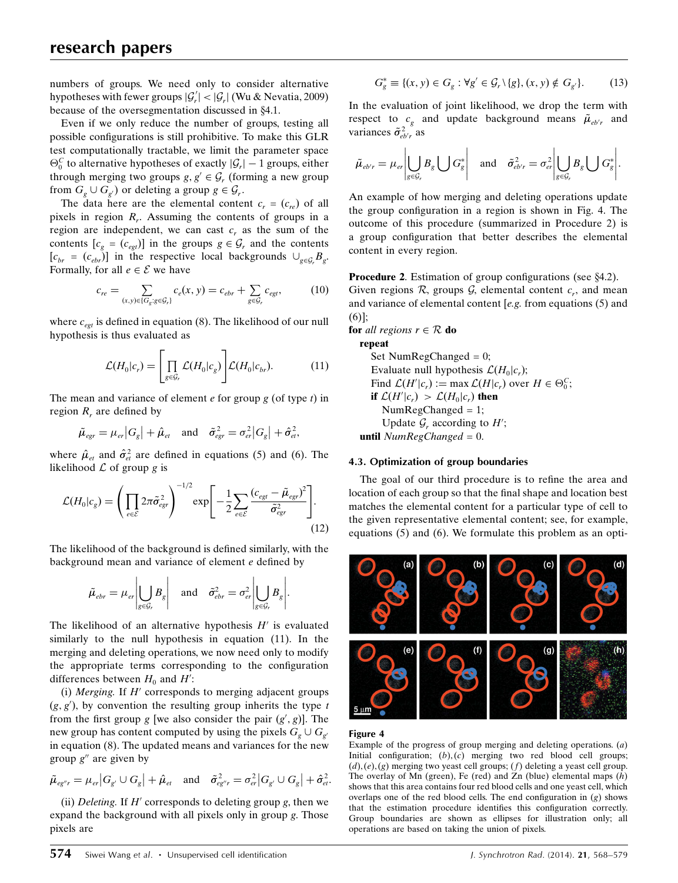numbers of groups. We need only to consider alternative hypotheses with fewer groups $|\mathcal{G}'_r| < |\mathcal{G}_r|$ (Wu & Nevatia, 2009) because of the oversegmentation discussed in §4.1.

Even if we only reduce the number of groups, testing all possible configurations is still prohibitive. To make this GLR test computationally tractable, we limit the parameter space $\Theta_0^C$ to alternative hypotheses of exactly $|\mathcal{G}_r| - 1$ groups, either through merging two groups $g, g' \in \mathcal{G}_r$ (forming a new group from $G_g \cup G_{g'}$) or deleting a group $g \in \mathcal{G}_r$.

The data here are the elemental content $c_r = (c_{re})$ of all pixels in region $R_r$. Assuming the contents of groups in a region are independent, we can cast $c_r$ as the sum of the contents $[c_g = (c_{egt})]$ in the groups $g \in \mathcal{G}_r$ and the contents $[c_{br} = (c_{ebr})]$ in the respective local backgrounds $\cup_{g \in \mathcal{G}_r} B_g$. Formally, for all $e \in \mathcal{E}$ we have

$$c_{re} = \sum_{(x,y) \in \{G_g : g \in \mathcal{G}_r\}} c_e(x,y) = c_{ebr} + \sum_{g \in \mathcal{G}_r} c_{egt}, \tag{10}$$

where $c_{egt}$ is defined in equation (8). The likelihood of our null hypothesis is thus evaluated as

$$\mathcal{L}(H_0|c_r) = \left[\prod_{g \in \mathcal{G}_r} \mathcal{L}(H_0|c_g)\right] \mathcal{L}(H_0|c_{br}). \tag{11}$$

The mean and variance of element $e$ for group $g$ (of type $t$) in region $R_r$ are defined by

$$\tilde{\mu}_{egr} = \mu_{er}|G_g| + \hat{\mu}_{et} \quad \text{and} \quad \tilde{\sigma}^2_{egr} = \sigma^2_{er}|G_g| + \hat{\sigma}^2_{et},$$

where $\hat{\mu}_{et}$ and $\hat{\sigma}^2_{et}$ are defined in equations (5) and (6). The likelihood $\mathcal{L}$ of group $g$ is

$$\mathcal{L}(H_0|c_g) = \left(\prod_{e \in \mathcal{E}} 2\pi\tilde{\sigma}^2_{egr}\right)^{-1/2} \exp\left[-\frac{1}{2}\sum_{e \in \mathcal{E}} \frac{(c_{egt} - \tilde{\mu}_{egr})^2}{\tilde{\sigma}^2_{egr}}\right]. \tag{12}$$

The likelihood of the background is defined similarly, with the background mean and variance of element $e$ defined by

$$\tilde{\mu}_{ebr} = \mu_{er}\left|\bigcup_{g \in \mathcal{G}_r} B_g\right| \quad \text{and} \quad \tilde{\sigma}^2_{ebr} = \sigma^2_{er}\left|\bigcup_{g \in \mathcal{G}_r} B_g\right|.$$

The likelihood of an alternative hypothesis $H'$ is evaluated similarly to the null hypothesis in equation (11). In the merging and deleting operations, we now need only to modify the appropriate terms corresponding to the configuration differences between $H_0$ and $H'$:

(i) *Merging.* If $H'$ corresponds to merging adjacent groups $(g, g')$, by convention the resulting group inherits the type $t$ from the first group $g$ [we also consider the pair $(g', g)$]. The new group has content computed by using the pixels $G_g \cup G_{g'}$ in equation (8). The updated means and variances for the new group $g''$ are given by

$$\tilde{\mu}_{eg''r} = \mu_{er}|G_{g'} \cup G_g| + \hat{\mu}_{et} \quad \text{and} \quad \tilde{\sigma}^2_{eg''r} = \sigma^2_{er}|G_{g'} \cup G_g| + \hat{\sigma}^2_{et}.$$

(ii) *Deleting.* If $H'$ corresponds to deleting group $g$, then we expand the background with all pixels only in group $g$. Those pixels are

$$G_g^* \equiv \{(x,y) \in G_g : \forall g' \in \mathcal{G}_r \setminus \{g\}, (x,y) \notin G_{g'}\}. \tag{13}$$

In the evaluation of joint likelihood, we drop the term with respect to $c_g$ and update background means $\tilde{\mu}_{eb'r}$ and variances $\tilde{\sigma}^2_{eb'r}$ as

$$\tilde{\mu}_{eb'r} = \mu_{er}\left|\bigcup_{g \in \mathcal{G}_r} B_g \bigcup G_g^*\right| \quad \text{and} \quad \tilde{\sigma}^2_{eb'r} = \sigma^2_{er}\left|\bigcup_{g \in \mathcal{G}_r} B_g \bigcup G_g^*\right|.$$

An example of how merging and deleting operations update the group configuration in a region is shown in Fig. 4. The outcome of this procedure (summarized in Procedure 2) is a group configuration that better describes the elemental content in every region.

**Procedure 2**. Estimation of group configurations (see §4.2).
Given regions $\mathcal{R}$, groups $\mathcal{G}$, elemental content $c_r$, and mean and variance of elemental content [*e.g.* from equations (5) and (6)];

```
for all regions r ∈ R do
    repeat
        Set NumRegChanged = 0;
        Evaluate null hypothesis L(H0|cr);
        Find L(H'|cr) := max L(H|cr) over H ∈ Θ0^C;
        if L(H'|cr) > L(H0|cr) then
            NumRegChanged = 1;
            Update Gr according to H';
    until NumRegChanged = 0.
```

### 4.3. Optimization of group boundaries

The goal of our third procedure is to refine the area and location of each group so that the final shape and location best matches the elemental content for a particular type of cell to the given representative elemental content; see, for example, equations (5) and (6). We formulate this problem as an opti-

**Figure 4**
Example of the progress of group merging and deleting operations. (*a*) Initial configuration; (*b*),(*c*) merging two red blood cell groups; (*d*),(*e*),(*g*) merging two yeast cell groups; (*f*) deleting a yeast cell group. The overlay of Mn (green), Fe (red) and Zn (blue) elemental maps (*h*) shows that this area contains four red blood cells and one yeast cell, which overlaps one of the red blood cells. The end configuration in (*g*) shows that the estimation procedure identifies this configuration correctly. Group boundaries are shown as ellipses for illustration only; all operations are based on taking the union of pixels.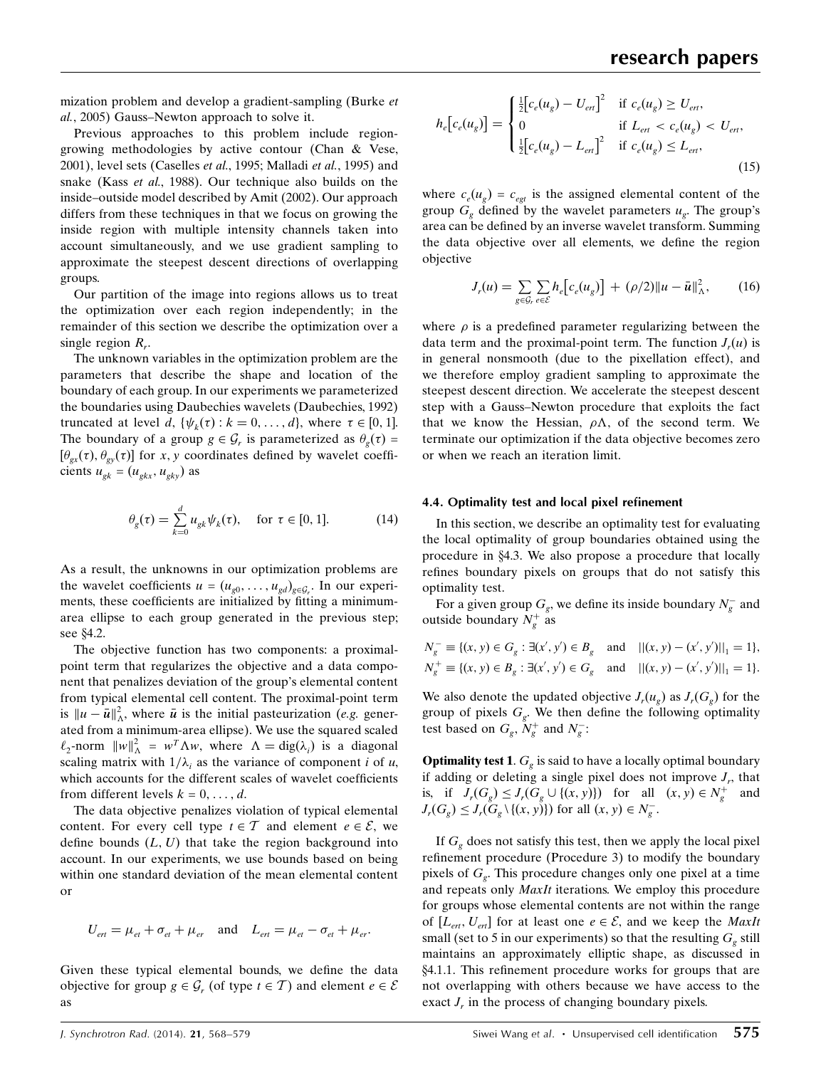mization problem and develop a gradient-sampling (Burke *et al.*, 2005) Gauss–Newton approach to solve it.

Previous approaches to this problem include region-growing methodologies by active contour (Chan & Vese, 2001), level sets (Caselles *et al.*, 1995; Malladi *et al.*, 1995) and snake (Kass *et al.*, 1988). Our technique also builds on the inside–outside model described by Amit (2002). Our approach differs from these techniques in that we focus on growing the inside region with multiple intensity channels taken into account simultaneously, and we use gradient sampling to approximate the steepest descent directions of overlapping groups.

Our partition of the image into regions allows us to treat the optimization over each region independently; in the remainder of this section we describe the optimization over a single region $R_r$.

The unknown variables in the optimization problem are the parameters that describe the shape and location of the boundary of each group. In our experiments we parameterized the boundaries using Daubechies wavelets (Daubechies, 1992) truncated at level $d$, $\{\psi_k(\tau) : k = 0, \ldots, d\}$, where $\tau \in [0, 1]$. The boundary of a group $g \in \mathcal{G}_r$ is parameterized as $\theta_g(\tau) = [\theta_{gx}(\tau), \theta_{gy}(\tau)]$ for $x, y$ coordinates defined by wavelet coefficients $u_{gk} = (u_{gkx}, u_{gky})$ as

$$\theta_g(\tau) = \sum_{k=0}^{d} u_{gk}\psi_k(\tau), \quad \text{for } \tau \in [0, 1]. \tag{14}$$

As a result, the unknowns in our optimization problems are the wavelet coefficients $u = (u_{g0}, \ldots, u_{gd})_{g \in \mathcal{G}_r}$. In our experiments, these coefficients are initialized by fitting a minimum-area ellipse to each group generated in the previous step; see §4.2.

The objective function has two components: a proximal-point term that regularizes the objective and a data component that penalizes deviation of the group's elemental content from typical elemental cell content. The proximal-point term is $\|u - \bar{u}\|_\Lambda^2$, where $\bar{u}$ is the initial pasteurization (*e.g.* generated from a minimum-area ellipse). We use the squared scaled $\ell_2$-norm $\|w\|_\Lambda^2 = w^T \Lambda w$, where $\Lambda = \text{dig}(\lambda_i)$ is a diagonal scaling matrix with $1/\lambda_i$ as the variance of component $i$ of $u$, which accounts for the different scales of wavelet coefficients from different levels $k = 0, \ldots, d$.

The data objective penalizes violation of typical elemental content. For every cell type $t \in \mathcal{T}$ and element $e \in \mathcal{E}$, we define bounds $(L, U)$ that take the region background into account. In our experiments, we use bounds based on being within one standard deviation of the mean elemental content or

$$U_{ert} = \mu_{et} + \sigma_{et} + \mu_{er} \quad \text{and} \quad L_{ert} = \mu_{et} - \sigma_{et} + \mu_{er}.$$

Given these typical elemental bounds, we define the data objective for group $g \in \mathcal{G}_r$ (of type $t \in \mathcal{T}$) and element $e \in \mathcal{E}$ as

$$h_e\big[c_e(u_g)\big] = \begin{cases} \frac{1}{2}\big[c_e(u_g) - U_{ert}\big]^2 & \text{if } c_e(u_g) \geq U_{ert}, \\ 0 & \text{if } L_{ert} < c_e(u_g) < U_{ert}, \\ \frac{1}{2}\big[c_e(u_g) - L_{ert}\big]^2 & \text{if } c_e(u_g) \leq L_{ert}, \end{cases} \tag{15}$$

where $c_e(u_g) = c_{egt}$ is the assigned elemental content of the group $G_g$ defined by the wavelet parameters $u_g$. The group's area can be defined by an inverse wavelet transform. Summing the data objective over all elements, we define the region objective

$$J_r(u) = \sum_{g \in \mathcal{G}_r} \sum_{e \in \mathcal{E}} h_e\big[c_e(u_g)\big] + (\rho/2)\|u - \bar{u}\|_\Lambda^2, \tag{16}$$

where $\rho$ is a predefined parameter regularizing between the data term and the proximal-point term. The function $J_r(u)$ is in general nonsmooth (due to the pixellation effect), and we therefore employ gradient sampling to approximate the steepest descent direction. We accelerate the steepest descent step with a Gauss–Newton procedure that exploits the fact that we know the Hessian, $\rho\Lambda$, of the second term. We terminate our optimization if the data objective becomes zero or when we reach an iteration limit.

### 4.4. Optimality test and local pixel refinement

In this section, we describe an optimality test for evaluating the local optimality of group boundaries obtained using the procedure in §4.3. We also propose a procedure that locally refines boundary pixels on groups that do not satisfy this optimality test.

For a given group $G_g$, we define its inside boundary $N_g^-$ and outside boundary $N_g^+$ as

$$N_g^- \equiv \{(x, y) \in G_g : \exists (x', y') \in B_g \quad \text{and} \quad \|(x, y) - (x', y')\|_1 = 1\},$$
$$N_g^+ \equiv \{(x, y) \in B_g : \exists (x', y') \in G_g \quad \text{and} \quad \|(x, y) - (x', y')\|_1 = 1\}.$$

We also denote the updated objective $J_r(u_g)$ as $J_r(G_g)$ for the group of pixels $G_g$. We then define the following optimality test based on $G_g$, $N_g^+$ and $N_g^-$:

**Optimality test 1**. $G_g$ is said to have a locally optimal boundary if adding or deleting a single pixel does not improve $J_r$, that is, if $J_r(G_g) \leq J_r(G_g \cup \{(x, y)\})$ for all $(x, y) \in N_g^+$ and $J_r(G_g) \leq J_r(G_g \setminus \{(x, y)\})$ for all $(x, y) \in N_g^-$.

If $G_g$ does not satisfy this test, then we apply the local pixel refinement procedure (Procedure 3) to modify the boundary pixels of $G_g$. This procedure changes only one pixel at a time and repeats only *MaxIt* iterations. We employ this procedure for groups whose elemental contents are not within the range of $[L_{ert}, U_{ert}]$ for at least one $e \in \mathcal{E}$, and we keep the *MaxIt* small (set to 5 in our experiments) so that the resulting $G_g$ still maintains an approximately elliptic shape, as discussed in §4.1.1. This refinement procedure works for groups that are not overlapping with others because we have access to the exact $J_r$ in the process of changing boundary pixels.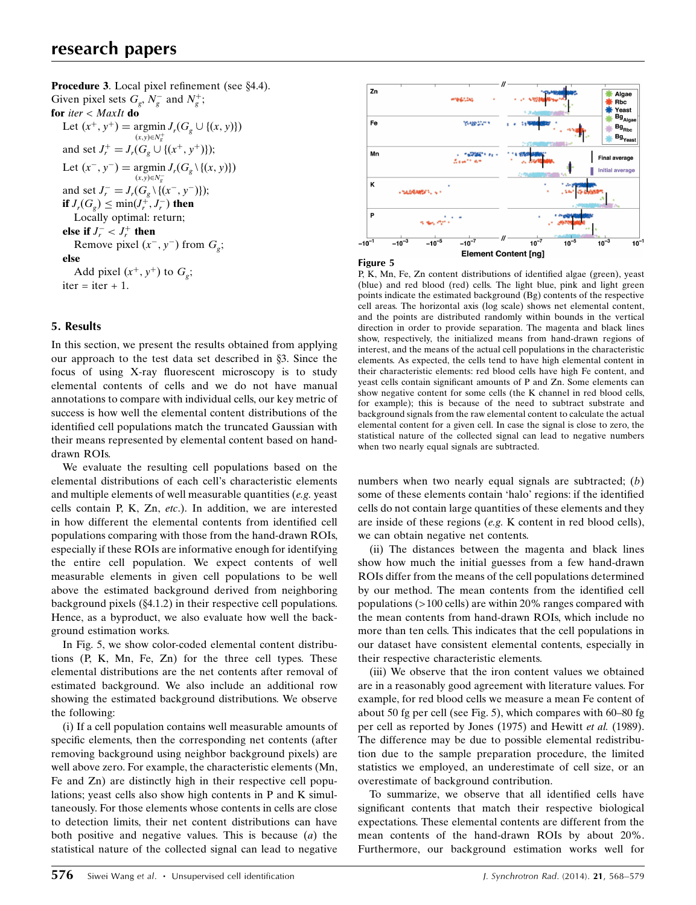**Procedure 3**. Local pixel refinement (see §4.4).

Given pixel sets $G_g$, $N_g^-$ and $N_g^+$;

**for** *iter* < *MaxIt* **do**

Let $(x^+, y^+) = \underset{(x,y)\in N_g^+}{\operatorname{argmin}} J_r(G_g \cup \{(x, y)\})$

and set $J_r^+ = J_r(G_g \cup \{(x^+, y^+)\})$;

Let $(x^-, y^-) = \underset{(x,y)\in N_g^-}{\operatorname{argmin}} J_r(G_g \setminus \{(x, y)\})$

and set $J_r^- = J_r(G_g \setminus \{(x^-, y^-)\})$;

**if** $J_r(G_g) \leq \min(J_r^+, J_r^-)$ **then**

Locally optimal: return;

**else if** $J_r^- < J_r^+$ **then**

Remove pixel $(x^-, y^-)$ from $G_g$;

**else**

Add pixel $(x^+, y^+)$ to $G_g$;

iter = iter + 1.

## 5. Results

In this section, we present the results obtained from applying our approach to the test data set described in §3. Since the focus of using X-ray fluorescent microscopy is to study elemental contents of cells and we do not have manual annotations to compare with individual cells, our key metric of success is how well the elemental content distributions of the identified cell populations match the truncated Gaussian with their means represented by elemental content based on hand-drawn ROIs.

We evaluate the resulting cell populations based on the elemental distributions of each cell's characteristic elements and multiple elements of well measurable quantities (*e.g.* yeast cells contain P, K, Zn, *etc.*). In addition, we are interested in how different the elemental contents from identified cell populations comparing with those from the hand-drawn ROIs, especially if these ROIs are informative enough for identifying the entire cell population. We expect contents of well measurable elements in given cell populations to be well above the estimated background derived from neighboring background pixels (§4.1.2) in their respective cell populations. Hence, as a byproduct, we also evaluate how well the background estimation works.

In Fig. 5, we show color-coded elemental content distributions (P, K, Mn, Fe, Zn) for the three cell types. These elemental distributions are the net contents after removal of estimated background. We also include an additional row showing the estimated background distributions. We observe the following:

(i) If a cell population contains well measurable amounts of specific elements, then the corresponding net contents (after removing background using neighbor background pixels) are well above zero. For example, the characteristic elements (Mn, Fe and Zn) are distinctly high in their respective cell populations; yeast cells also show high contents in P and K simultaneously. For those elements whose contents in cells are close to detection limits, their net content distributions can have both positive and negative values. This is because (*a*) the statistical nature of the collected signal can lead to negative numbers when two nearly equal signals are subtracted; (*b*) some of these elements contain 'halo' regions: if the identified cells do not contain large quantities of these elements and they are inside of these regions (*e.g.* K content in red blood cells), we can obtain negative net contents.

(ii) The distances between the magenta and black lines show how much the initial guesses from a few hand-drawn ROIs differ from the means of the cell populations determined by our method. The mean contents from the identified cell populations (>100 cells) are within 20% ranges compared with the mean contents from hand-drawn ROIs, which include no more than ten cells. This indicates that the cell populations in our dataset have consistent elemental contents, especially in their respective characteristic elements.

(iii) We observe that the iron content values we obtained are in a reasonably good agreement with literature values. For example, for red blood cells we measure a mean Fe content of about 50 fg per cell (see Fig. 5), which compares with 60–80 fg per cell as reported by Jones (1975) and Hewitt *et al.* (1989). The difference may be due to possible elemental redistribution due to the sample preparation procedure, the limited statistics we employed, an underestimate of cell size, or an overestimate of background contribution.

To summarize, we observe that all identified cells have significant contents that match their respective biological expectations. These elemental contents are different from the mean contents of the hand-drawn ROIs by about 20%. Furthermore, our background estimation works well for

**Figure 5**

P, K, Mn, Fe, Zn content distributions of identified algae (green), yeast (blue) and red blood (red) cells. The light blue, pink and light green points indicate the estimated background (Bg) contents of the respective cell areas. The horizontal axis (log scale) shows net elemental content, and the points are distributed randomly within bounds in the vertical direction in order to provide separation. The magenta and black lines show, respectively, the initialized means from hand-drawn regions of interest, and the means of the actual cell populations in the characteristic elements. As expected, the cells tend to have high elemental content in their characteristic elements: red blood cells have high Fe content, and yeast cells contain significant amounts of P and Zn. Some elements can show negative content for some cells (the K channel in red blood cells, for example); this is because of the need to subtract substrate and background signals from the raw elemental content to calculate the actual elemental content for a given cell. In case the signal is close to zero, the statistical nature of the collected signal can lead to negative numbers when two nearly equal signals are subtracted.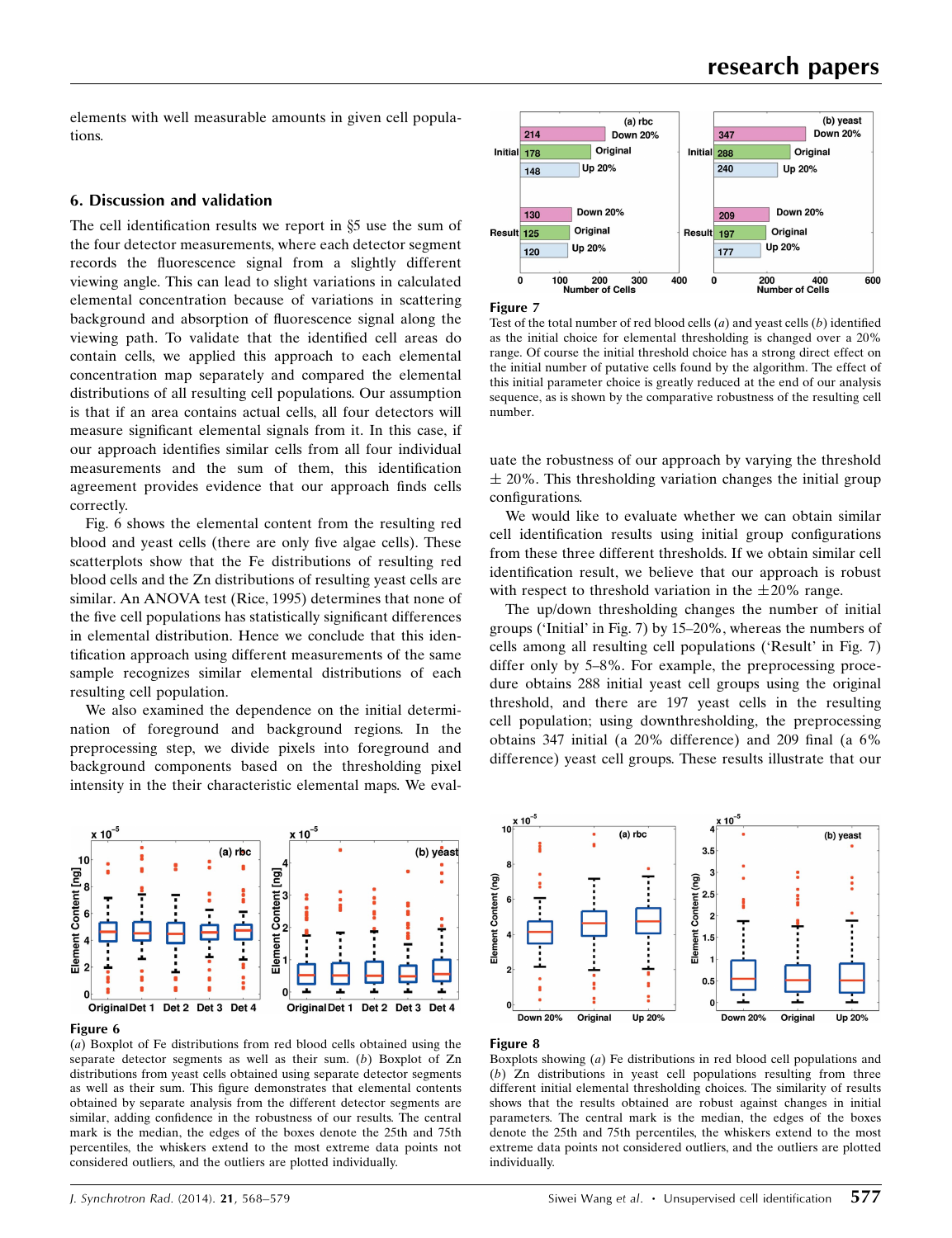elements with well measurable amounts in given cell populations.

## 6. Discussion and validation

The cell identification results we report in §5 use the sum of the four detector measurements, where each detector segment records the fluorescence signal from a slightly different viewing angle. This can lead to slight variations in calculated elemental concentration because of variations in scattering background and absorption of fluorescence signal along the viewing path. To validate that the identified cell areas do contain cells, we applied this approach to each elemental concentration map separately and compared the elemental distributions of all resulting cell populations. Our assumption is that if an area contains actual cells, all four detectors will measure significant elemental signals from it. In this case, if our approach identifies similar cells from all four individual measurements and the sum of them, this identification agreement provides evidence that our approach finds cells correctly.

Fig. 6 shows the elemental content from the resulting red blood and yeast cells (there are only five algae cells). These scatterplots show that the Fe distributions of resulting red blood cells and the Zn distributions of resulting yeast cells are similar. An ANOVA test (Rice, 1995) determines that none of the five cell populations has statistically significant differences in elemental distribution. Hence we conclude that this identification approach using different measurements of the same sample recognizes similar elemental distributions of each resulting cell population.

We also examined the dependence on the initial determination of foreground and background regions. In the preprocessing step, we divide pixels into foreground and background components based on the thresholding pixel intensity in the their characteristic elemental maps. We evaluate the robustness of our approach by varying the threshold ± 20%. This thresholding variation changes the initial group configurations.

We would like to evaluate whether we can obtain similar cell identification results using initial group configurations from these three different thresholds. If we obtain similar cell identification result, we believe that our approach is robust with respect to threshold variation in the ±20% range.

The up/down thresholding changes the number of initial groups ('Initial' in Fig. 7) by 15–20%, whereas the numbers of cells among all resulting cell populations ('Result' in Fig. 7) differ only by 5–8%. For example, the preprocessing procedure obtains 288 initial yeast cell groups using the original threshold, and there are 197 yeast cells in the resulting cell population; using downthresholding, the preprocessing obtains 347 initial (a 20% difference) and 209 final (a 6% difference) yeast cell groups. These results illustrate that our

**Figure 7**
Test of the total number of red blood cells (*a*) and yeast cells (*b*) identified as the initial choice for elemental thresholding is changed over a 20% range. Of course the initial threshold choice has a strong direct effect on the initial number of putative cells found by the algorithm. The effect of this initial parameter choice is greatly reduced at the end of our analysis sequence, as is shown by the comparative robustness of the resulting cell number.

**Figure 6**
(*a*) Boxplot of Fe distributions from red blood cells obtained using the separate detector segments as well as their sum. (*b*) Boxplot of Zn distributions from yeast cells obtained using separate detector segments as well as their sum. This figure demonstrates that elemental contents obtained by separate analysis from the different detector segments are similar, adding confidence in the robustness of our results. The central mark is the median, the edges of the boxes denote the 25th and 75th percentiles, the whiskers extend to the most extreme data points not considered outliers, and the outliers are plotted individually.

**Figure 8**
Boxplots showing (*a*) Fe distributions in red blood cell populations and (*b*) Zn distributions in yeast cell populations resulting from three different initial elemental thresholding choices. The similarity of results shows that the results obtained are robust against changes in initial parameters. The central mark is the median, the edges of the boxes denote the 25th and 75th percentiles, the whiskers extend to the most extreme data points not considered outliers, and the outliers are plotted individually.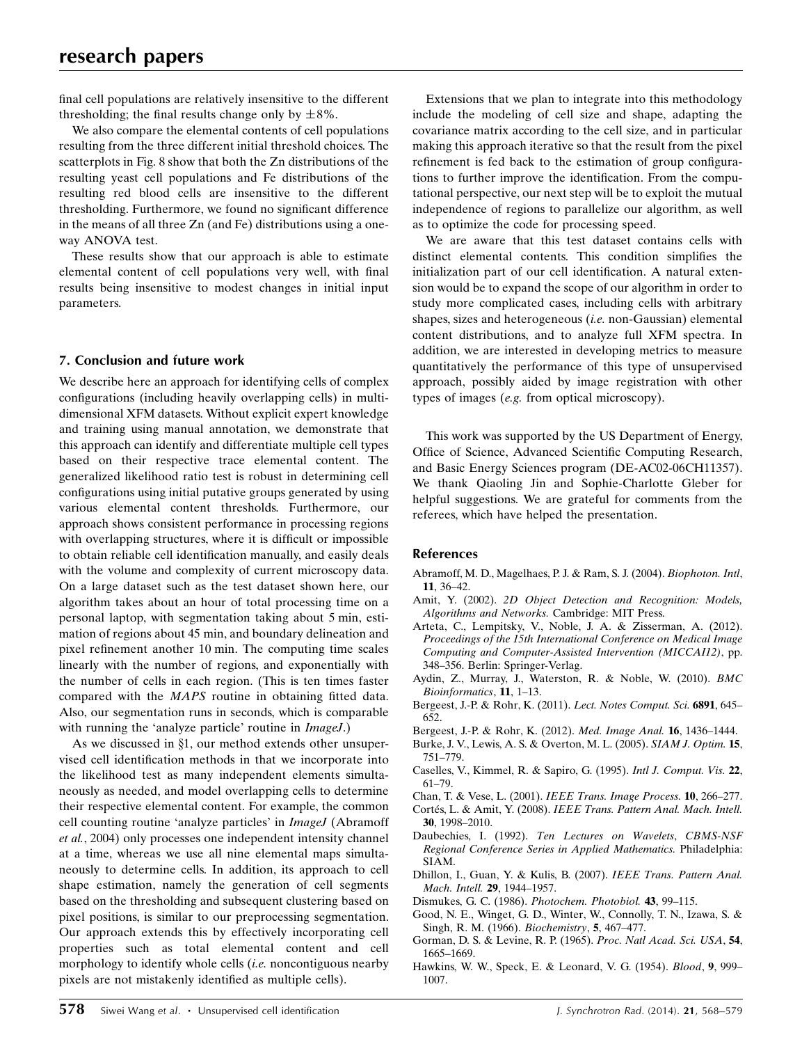final cell populations are relatively insensitive to the different thresholding; the final results change only by $\pm 8\%$.

We also compare the elemental contents of cell populations resulting from the three different initial threshold choices. The scatterplots in Fig. 8 show that both the Zn distributions of the resulting yeast cell populations and Fe distributions of the resulting red blood cells are insensitive to the different thresholding. Furthermore, we found no significant difference in the means of all three Zn (and Fe) distributions using a one-way ANOVA test.

These results show that our approach is able to estimate elemental content of cell populations very well, with final results being insensitive to modest changes in initial input parameters.

## 7. Conclusion and future work

We describe here an approach for identifying cells of complex configurations (including heavily overlapping cells) in multi-dimensional XFM datasets. Without explicit expert knowledge and training using manual annotation, we demonstrate that this approach can identify and differentiate multiple cell types based on their respective trace elemental content. The generalized likelihood ratio test is robust in determining cell configurations using initial putative groups generated by using various elemental content thresholds. Furthermore, our approach shows consistent performance in processing regions with overlapping structures, where it is difficult or impossible to obtain reliable cell identification manually, and easily deals with the volume and complexity of current microscopy data. On a large dataset such as the test dataset shown here, our algorithm takes about an hour of total processing time on a personal laptop, with segmentation taking about 5 min, estimation of regions about 45 min, and boundary delineation and pixel refinement another 10 min. The computing time scales linearly with the number of regions, and exponentially with the number of cells in each region. (This is ten times faster compared with the *MAPS* routine in obtaining fitted data. Also, our segmentation runs in seconds, which is comparable with running the 'analyze particle' routine in *ImageJ*.)

As we discussed in §1, our method extends other unsupervised cell identification methods in that we incorporate into the likelihood test as many independent elements simultaneously as needed, and model overlapping cells to determine their respective elemental content. For example, the common cell counting routine 'analyze particles' in *ImageJ* (Abramoff *et al.*, 2004) only processes one independent intensity channel at a time, whereas we use all nine elemental maps simultaneously to determine cells. In addition, its approach to cell shape estimation, namely the generation of cell segments based on the thresholding and subsequent clustering based on pixel positions, is similar to our preprocessing segmentation. Our approach extends this by effectively incorporating cell properties such as total elemental content and cell morphology to identify whole cells (*i.e.* noncontiguous nearby pixels are not mistakenly identified as multiple cells).

Extensions that we plan to integrate into this methodology include the modeling of cell size and shape, adapting the covariance matrix according to the cell size, and in particular making this approach iterative so that the result from the pixel refinement is fed back to the estimation of group configurations to further improve the identification. From the computational perspective, our next step will be to exploit the mutual independence of regions to parallelize our algorithm, as well as to optimize the code for processing speed.

We are aware that this test dataset contains cells with distinct elemental contents. This condition simplifies the initialization part of our cell identification. A natural extension would be to expand the scope of our algorithm in order to study more complicated cases, including cells with arbitrary shapes, sizes and heterogeneous (*i.e.* non-Gaussian) elemental content distributions, and to analyze full XFM spectra. In addition, we are interested in developing metrics to measure quantitatively the performance of this type of unsupervised approach, possibly aided by image registration with other types of images (*e.g.* from optical microscopy).

This work was supported by the US Department of Energy, Office of Science, Advanced Scientific Computing Research, and Basic Energy Sciences program (DE-AC02-06CH11357). We thank Qiaoling Jin and Sophie-Charlotte Gleber for helpful suggestions. We are grateful for comments from the referees, which have helped the presentation.

## References

Abramoff, M. D., Magelhaes, P. J. & Ram, S. J. (2004). *Biophoton. Intl*, **11**, 36–42.

Amit, Y. (2002). *2D Object Detection and Recognition: Models, Algorithms and Networks.* Cambridge: MIT Press.

Arteta, C., Lempitsky, V., Noble, J. A. & Zisserman, A. (2012). *Proceedings of the 15th International Conference on Medical Image Computing and Computer-Assisted Intervention (MICCAI12)*, pp. 348–356. Berlin: Springer-Verlag.

Aydin, Z., Murray, J., Waterston, R. & Noble, W. (2010). *BMC Bioinformatics*, **11**, 1–13.

Bergeest, J.-P. & Rohr, K. (2011). *Lect. Notes Comput. Sci.* **6891**, 645–652.

Bergeest, J.-P. & Rohr, K. (2012). *Med. Image Anal.* **16**, 1436–1444.

Burke, J. V., Lewis, A. S. & Overton, M. L. (2005). *SIAM J. Optim.* **15**, 751–779.

Caselles, V., Kimmel, R. & Sapiro, G. (1995). *Intl J. Comput. Vis.* **22**, 61–79.

Chan, T. & Vese, L. (2001). *IEEE Trans. Image Process.* **10**, 266–277.

Cortés, L. & Amit, Y. (2008). *IEEE Trans. Pattern Anal. Mach. Intell.* **30**, 1998–2010.

Daubechies, I. (1992). *Ten Lectures on Wavelets, CBMS-NSF Regional Conference Series in Applied Mathematics.* Philadelphia: SIAM.

Dhillon, I., Guan, Y. & Kulis, B. (2007). *IEEE Trans. Pattern Anal. Mach. Intell.* **29**, 1944–1957.

Dismukes, G. C. (1986). *Photochem. Photobiol.* **43**, 99–115.

Good, N. E., Winget, G. D., Winter, W., Connolly, T. N., Izawa, S. & Singh, R. M. (1966). *Biochemistry*, **5**, 467–477.

Gorman, D. S. & Levine, R. P. (1965). *Proc. Natl Acad. Sci. USA*, **54**, 1665–1669.

Hawkins, W. W., Speck, E. & Leonard, V. G. (1954). *Blood*, **9**, 999–1007.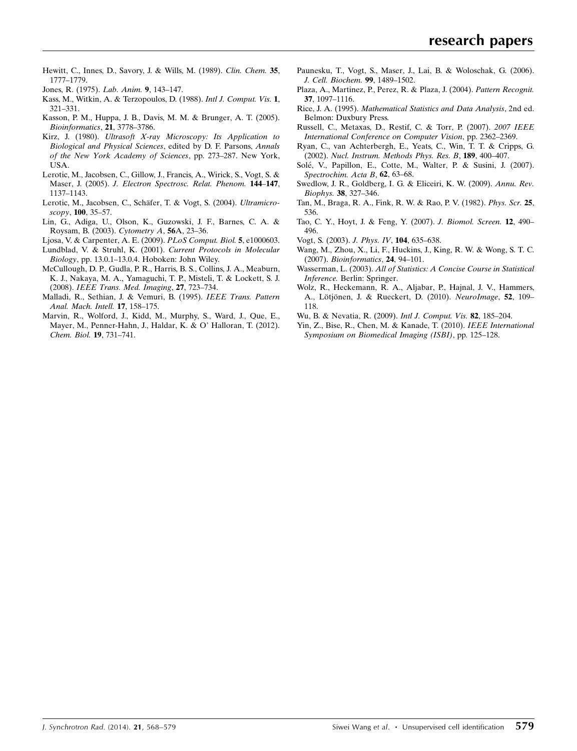Hewitt, C., Innes, D., Savory, J. & Wills, M. (1989). *Clin. Chem.* **35**, 1777–1779.

Jones, R. (1975). *Lab. Anim.* **9**, 143–147.

Kass, M., Witkin, A. & Terzopoulos, D. (1988). *Intl J. Comput. Vis.* **1**, 321–331.

Kasson, P. M., Huppa, J. B., Davis, M. M. & Brunger, A. T. (2005). *Bioinformatics*, **21**, 3778–3786.

Kirz, J. (1980). *Ultrasoft X-ray Microscopy: Its Application to Biological and Physical Sciences*, edited by D. F. Parsons, *Annals of the New York Academy of Sciences*, pp. 273–287. New York, USA.

Lerotic, M., Jacobsen, C., Gillow, J., Francis, A., Wirick, S., Vogt, S. & Maser, J. (2005). *J. Electron Spectrosc. Relat. Phenom.* **144–147**, 1137–1143.

Lerotic, M., Jacobsen, C., Schäfer, T. & Vogt, S. (2004). *Ultramicroscopy*, **100**, 35–57.

Lin, G., Adiga, U., Olson, K., Guzowski, J. F., Barnes, C. A. & Roysam, B. (2003). *Cytometry A*, **56**A, 23–36.

Ljosa, V. & Carpenter, A. E. (2009). *PLoS Comput. Biol.* **5**, e1000603.

Lundblad, V. & Struhl, K. (2001). *Current Protocols in Molecular Biology*, pp. 13.0.1–13.0.4. Hoboken: John Wiley.

McCullough, D. P., Gudla, P. R., Harris, B. S., Collins, J. A., Meaburn, K. J., Nakaya, M. A., Yamaguchi, T. P., Misteli, T. & Lockett, S. J. (2008). *IEEE Trans. Med. Imaging*, **27**, 723–734.

Malladi, R., Sethian, J. & Vemuri, B. (1995). *IEEE Trans. Pattern Anal. Mach. Intell.* **17**, 158–175.

Marvin, R., Wolford, J., Kidd, M., Murphy, S., Ward, J., Que, E., Mayer, M., Penner-Hahn, J., Haldar, K. & O' Halloran, T. (2012). *Chem. Biol.* **19**, 731–741.

Paunesku, T., Vogt, S., Maser, J., Lai, B. & Woloschak, G. (2006). *J. Cell. Biochem.* **99**, 1489–1502.

Plaza, A., Martinez, P., Perez, R. & Plaza, J. (2004). *Pattern Recognit.* **37**, 1097–1116.

Rice, J. A. (1995). *Mathematical Statistics and Data Analysis*, 2nd ed. Belmon: Duxbury Press.

Russell, C., Metaxas, D., Restif, C. & Torr, P. (2007). *2007 IEEE International Conference on Computer Vision*, pp. 2362–2369.

Ryan, C., van Achterbergh, E., Yeats, C., Win, T. T. & Cripps, G. (2002). *Nucl. Instrum. Methods Phys. Res. B*, **189**, 400–407.

Solé, V., Papillon, E., Cotte, M., Walter, P. & Susini, J. (2007). *Spectrochim. Acta B*, **62**, 63–68.

Swedlow, J. R., Goldberg, I. G. & Eliceiri, K. W. (2009). *Annu. Rev. Biophys.* **38**, 327–346.

Tan, M., Braga, R. A., Fink, R. W. & Rao, P. V. (1982). *Phys. Scr.* **25**, 536.

Tao, C. Y., Hoyt, J. & Feng, Y. (2007). *J. Biomol. Screen.* **12**, 490–496.

Vogt, S. (2003). *J. Phys. IV*, **104**, 635–638.

Wang, M., Zhou, X., Li, F., Huckins, J., King, R. W. & Wong, S. T. C. (2007). *Bioinformatics*, **24**, 94–101.

Wasserman, L. (2003). *All of Statistics: A Concise Course in Statistical Inference.* Berlin: Springer.

Wolz, R., Heckemann, R. A., Aljabar, P., Hajnal, J. V., Hammers, A., Lötjönen, J. & Rueckert, D. (2010). *NeuroImage*, **52**, 109–118.

Wu, B. & Nevatia, R. (2009). *Intl J. Comput. Vis.* **82**, 185–204.

Yin, Z., Bise, R., Chen, M. & Kanade, T. (2010). *IEEE International Symposium on Biomedical Imaging (ISBI)*, pp. 125–128.